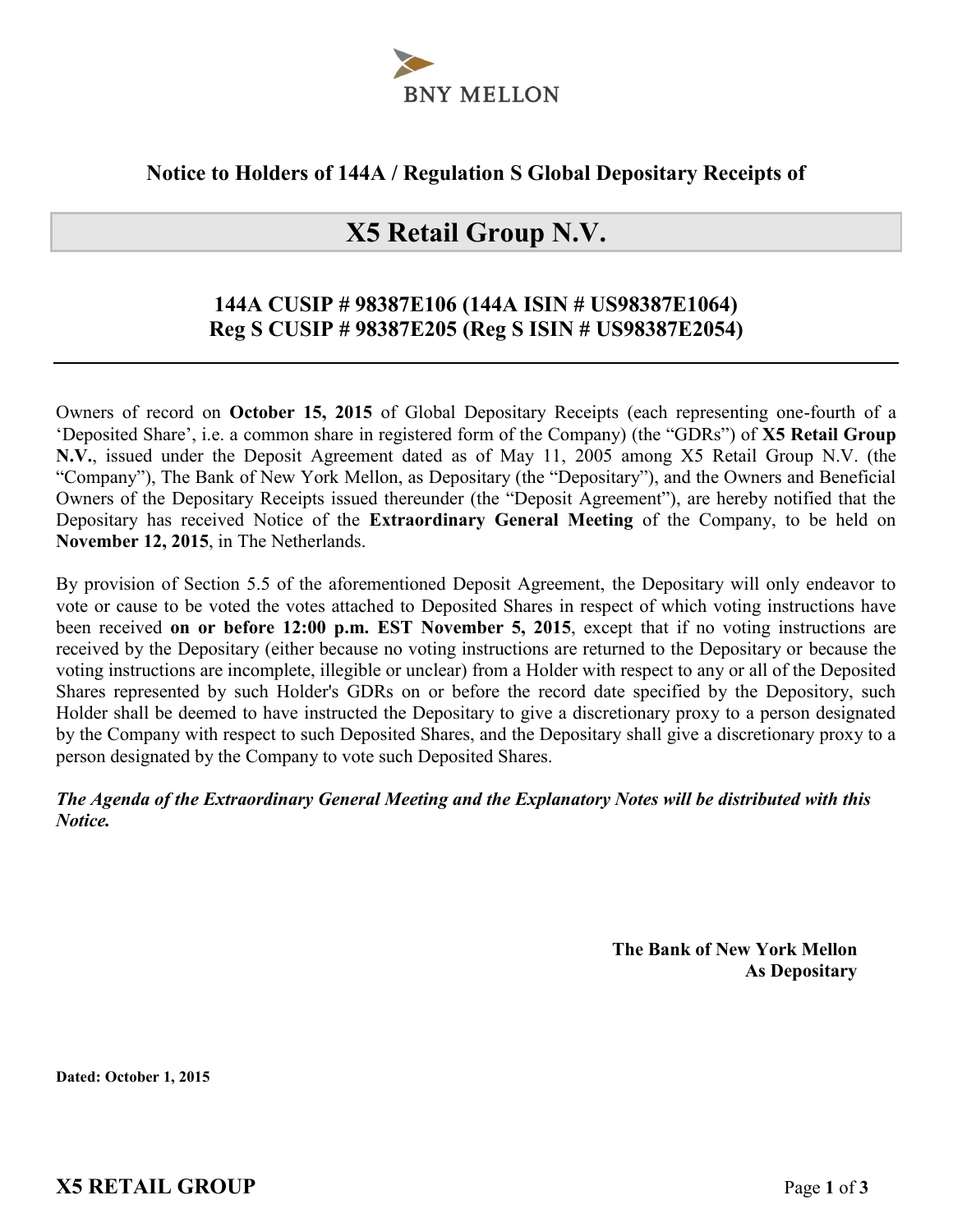BNY MELLON

## Notice to Holders of 144A / Regulation S Global Depositary Receipts of

# X5 Retail Group N.V.

### 144A CUSIP # 98387E106 (144A ISIN # US98387E1064)
### Reg S CUSIP # 98387E205 (Reg S ISIN # US98387E2054)

---

Owners of record on **October 15, 2015** of Global Depositary Receipts (each representing one-fourth of a 'Deposited Share', i.e. a common share in registered form of the Company) (the "GDRs") of **X5 Retail Group N.V.**, issued under the Deposit Agreement dated as of May 11, 2005 among X5 Retail Group N.V. (the "Company"), The Bank of New York Mellon, as Depositary (the "Depositary"), and the Owners and Beneficial Owners of the Depositary Receipts issued thereunder (the "Deposit Agreement"), are hereby notified that the Depositary has received Notice of the **Extraordinary General Meeting** of the Company, to be held on **November 12, 2015**, in The Netherlands.

By provision of Section 5.5 of the aforementioned Deposit Agreement, the Depositary will only endeavor to vote or cause to be voted the votes attached to Deposited Shares in respect of which voting instructions have been received **on or before 12:00 p.m. EST November 5, 2015**, except that if no voting instructions are received by the Depositary (either because no voting instructions are returned to the Depositary or because the voting instructions are incomplete, illegible or unclear) from a Holder with respect to any or all of the Deposited Shares represented by such Holder's GDRs on or before the record date specified by the Depository, such Holder shall be deemed to have instructed the Depositary to give a discretionary proxy to a person designated by the Company with respect to such Deposited Shares, and the Depositary shall give a discretionary proxy to a person designated by the Company to vote such Deposited Shares.

***The Agenda of the Extraordinary General Meeting and the Explanatory Notes will be distributed with this Notice.***

**The Bank of New York Mellon**
**As Depositary**

**Dated: October 1, 2015**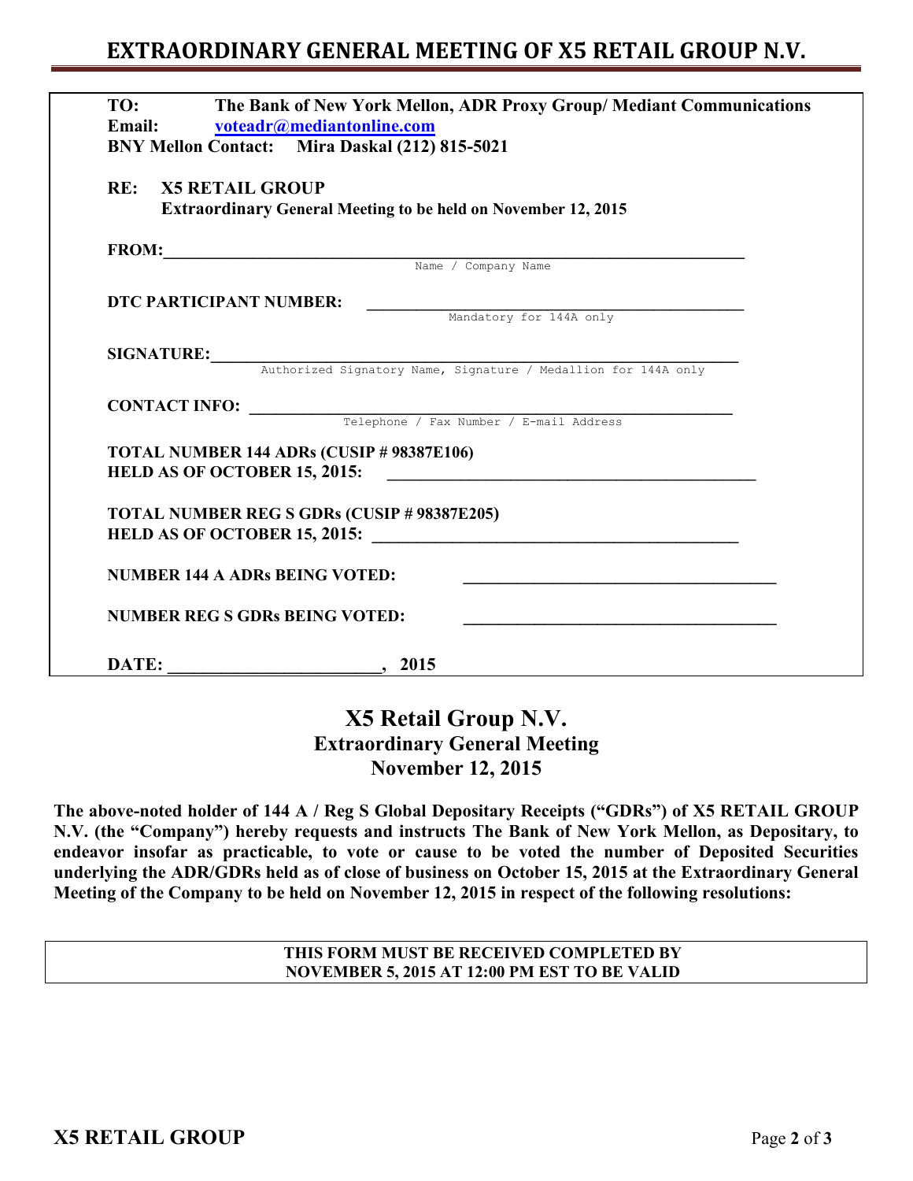# EXTRAORDINARY GENERAL MEETING OF X5 RETAIL GROUP N.V.

**TO:** **The Bank of New York Mellon, ADR Proxy Group/ Mediant Communications**
**Email:** voteadr@mediantonline.com
**BNY Mellon Contact:** **Mira Daskal (212) 815-5021**

**RE: X5 RETAIL GROUP**
**Extraordinary General Meeting to be held on November 12, 2015**

**FROM:**\_\_\_\_\_\_\_\_\_\_\_\_\_\_\_\_\_\_\_\_\_\_\_\_\_\_\_\_\_\_\_\_\_\_\_\_\_\_\_\_\_\_\_\_\_\_\_\_
Name / Company Name

**DTC PARTICIPANT NUMBER:** \_\_\_\_\_\_\_\_\_\_\_\_\_\_\_\_\_\_\_\_\_\_\_\_\_\_\_\_\_\_\_\_\_\_\_\_
Mandatory for 144A only

**SIGNATURE:**\_\_\_\_\_\_\_\_\_\_\_\_\_\_\_\_\_\_\_\_\_\_\_\_\_\_\_\_\_\_\_\_\_\_\_\_\_\_\_\_\_\_\_\_\_\_\_\_
Authorized Signatory Name, Signature / Medallion for 144A only

**CONTACT INFO:** \_\_\_\_\_\_\_\_\_\_\_\_\_\_\_\_\_\_\_\_\_\_\_\_\_\_\_\_\_\_\_\_\_\_\_\_\_\_\_\_\_\_\_\_
Telephone / Fax Number / E-mail Address

**TOTAL NUMBER 144 ADRs (CUSIP # 98387E106)**
**HELD AS OF OCTOBER 15, 2015:** \_\_\_\_\_\_\_\_\_\_\_\_\_\_\_\_\_\_\_\_\_\_\_\_\_\_\_\_\_\_\_\_\_\_\_\_

**TOTAL NUMBER REG S GDRs (CUSIP # 98387E205)**
**HELD AS OF OCTOBER 15, 2015:** \_\_\_\_\_\_\_\_\_\_\_\_\_\_\_\_\_\_\_\_\_\_\_\_\_\_\_\_\_\_\_\_\_\_\_\_

**NUMBER 144 A ADRs BEING VOTED:** \_\_\_\_\_\_\_\_\_\_\_\_\_\_\_\_\_\_\_\_\_\_\_\_\_\_\_\_\_\_\_\_

**NUMBER REG S GDRs BEING VOTED:** \_\_\_\_\_\_\_\_\_\_\_\_\_\_\_\_\_\_\_\_\_\_\_\_\_\_\_\_\_\_\_\_

**DATE:** \_\_\_\_\_\_\_\_\_\_\_\_\_\_\_\_\_\_\_\_\_\_\_\_**, 2015**

## X5 Retail Group N.V.
### Extraordinary General Meeting
### November 12, 2015

**The above-noted holder of 144 A / Reg S Global Depositary Receipts ("GDRs") of X5 RETAIL GROUP N.V. (the "Company") hereby requests and instructs The Bank of New York Mellon, as Depositary, to endeavor insofar as practicable, to vote or cause to be voted the number of Deposited Securities underlying the ADR/GDRs held as of close of business on October 15, 2015 at the Extraordinary General Meeting of the Company to be held on November 12, 2015 in respect of the following resolutions:**

**THIS FORM MUST BE RECEIVED COMPLETED BY NOVEMBER 5, 2015 AT 12:00 PM EST TO BE VALID**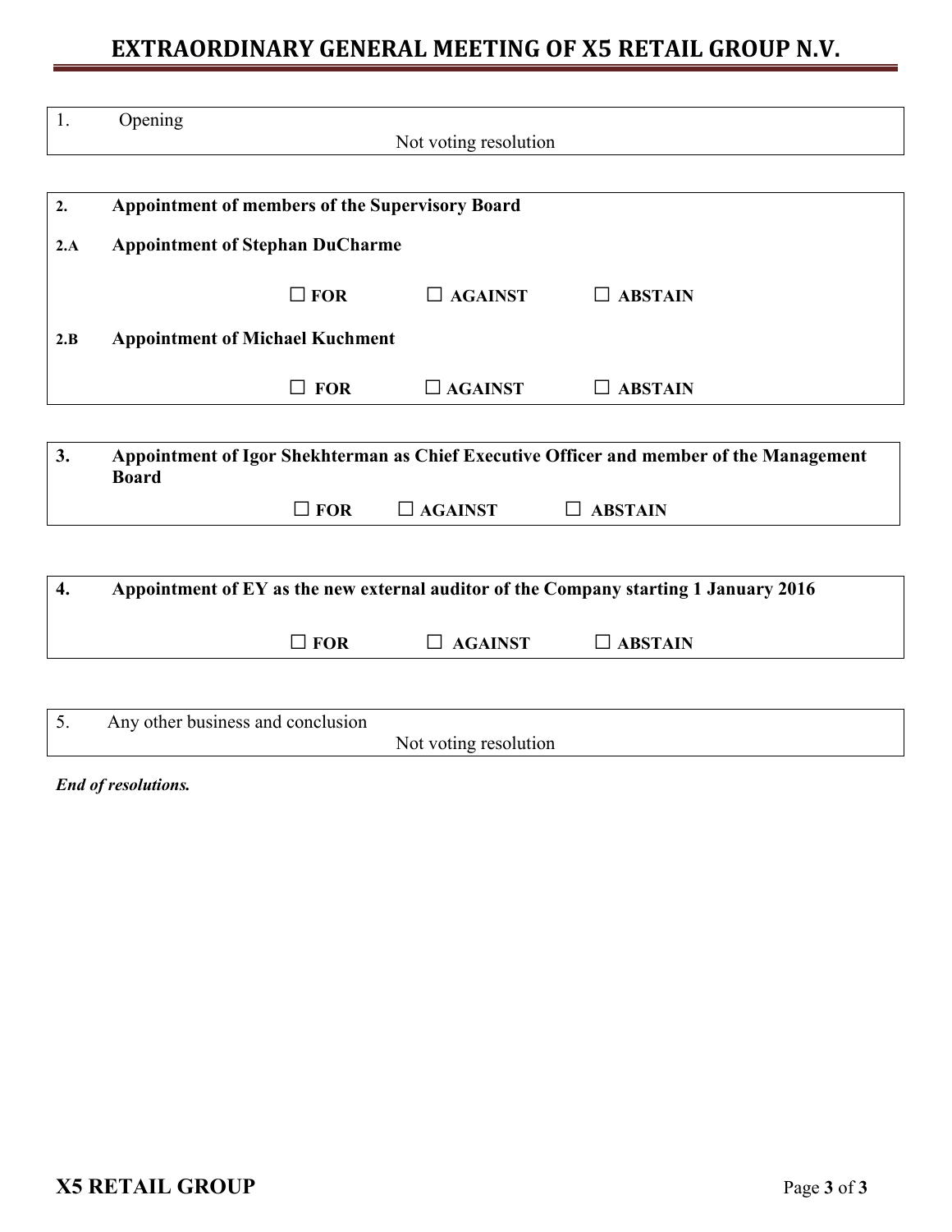# EXTRAORDINARY GENERAL MEETING OF X5 RETAIL GROUP N.V.

1. Opening

Not voting resolution

**2. Appointment of members of the Supervisory Board**

**2.A Appointment of Stephan DuCharme**

☐ **FOR** ☐ **AGAINST** ☐ **ABSTAIN**

**2.B Appointment of Michael Kuchment**

☐ **FOR** ☐ **AGAINST** ☐ **ABSTAIN**

**3. Appointment of Igor Shekhterman as Chief Executive Officer and member of the Management Board**

☐ **FOR** ☐ **AGAINST** ☐ **ABSTAIN**

**4. Appointment of EY as the new external auditor of the Company starting 1 January 2016**

☐ **FOR** ☐ **AGAINST** ☐ **ABSTAIN**

5. Any other business and conclusion

Not voting resolution

***End of resolutions.***